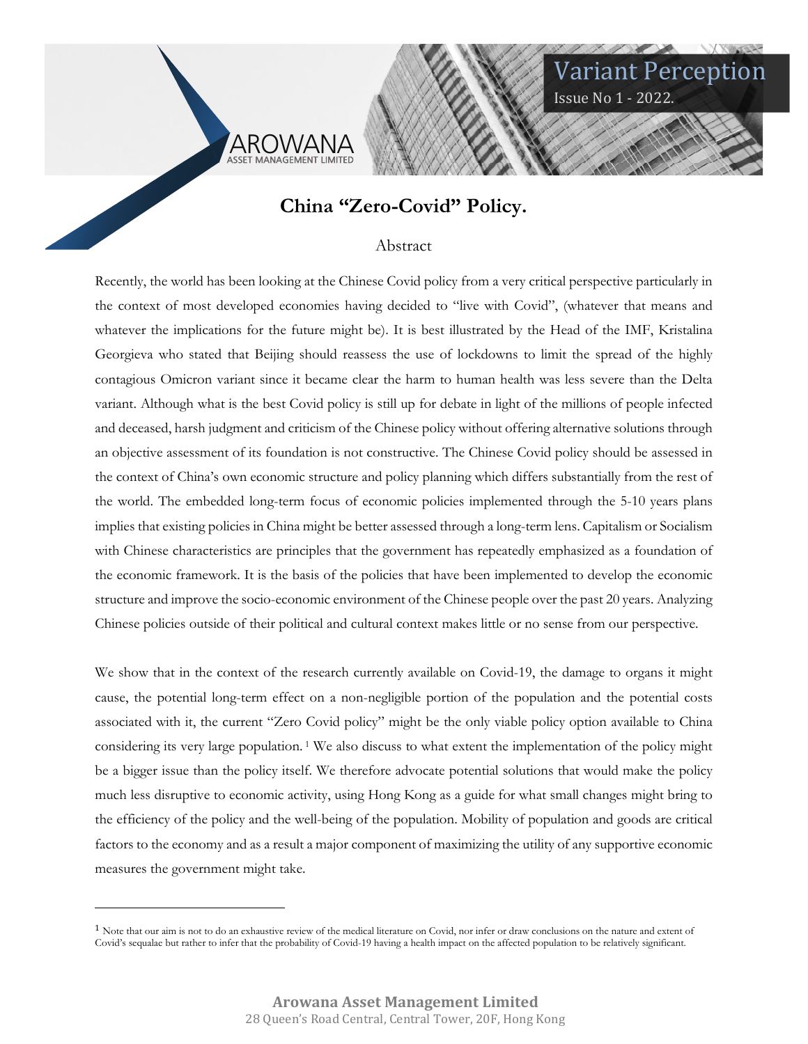Variant Perception

Issue No 1 - 2022.

AROWANA
ASSET MANAGEMENT LIMITED

# China "Zero-Covid" Policy.

## Abstract

Recently, the world has been looking at the Chinese Covid policy from a very critical perspective particularly in the context of most developed economies having decided to "live with Covid", (whatever that means and whatever the implications for the future might be). It is best illustrated by the Head of the IMF, Kristalina Georgieva who stated that Beijing should reassess the use of lockdowns to limit the spread of the highly contagious Omicron variant since it became clear the harm to human health was less severe than the Delta variant. Although what is the best Covid policy is still up for debate in light of the millions of people infected and deceased, harsh judgment and criticism of the Chinese policy without offering alternative solutions through an objective assessment of its foundation is not constructive. The Chinese Covid policy should be assessed in the context of China's own economic structure and policy planning which differs substantially from the rest of the world. The embedded long-term focus of economic policies implemented through the 5-10 years plans implies that existing policies in China might be better assessed through a long-term lens. Capitalism or Socialism with Chinese characteristics are principles that the government has repeatedly emphasized as a foundation of the economic framework. It is the basis of the policies that have been implemented to develop the economic structure and improve the socio-economic environment of the Chinese people over the past 20 years. Analyzing Chinese policies outside of their political and cultural context makes little or no sense from our perspective.

We show that in the context of the research currently available on Covid-19, the damage to organs it might cause, the potential long-term effect on a non-negligible portion of the population and the potential costs associated with it, the current "Zero Covid policy" might be the only viable policy option available to China considering its very large population. [1] We also discuss to what extent the implementation of the policy might be a bigger issue than the policy itself. We therefore advocate potential solutions that would make the policy much less disruptive to economic activity, using Hong Kong as a guide for what small changes might bring to the efficiency of the policy and the well-being of the population. Mobility of population and goods are critical factors to the economy and as a result a major component of maximizing the utility of any supportive economic measures the government might take.

---

[1] Note that our aim is not to do an exhaustive review of the medical literature on Covid, nor infer or draw conclusions on the nature and extent of Covid's sequalae but rather to infer that the probability of Covid-19 having a health impact on the affected population to be relatively significant.

**Arowana Asset Management Limited**
28 Queen's Road Central, Central Tower, 20F, Hong Kong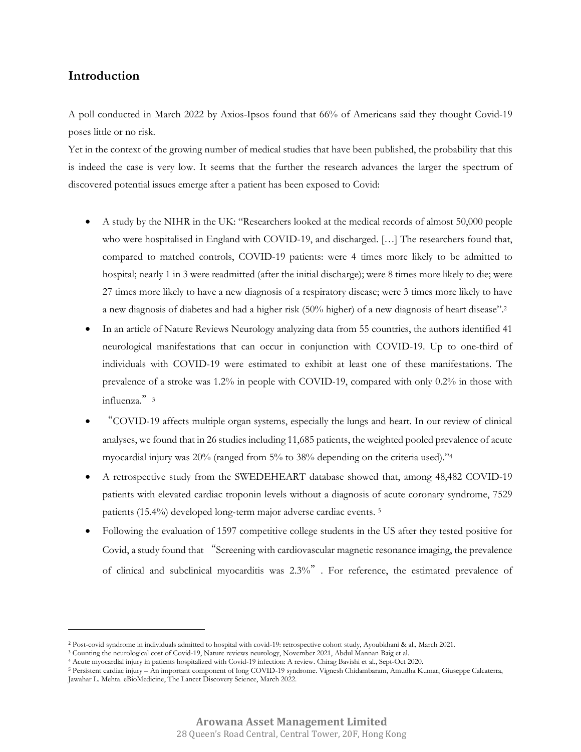## Introduction

A poll conducted in March 2022 by Axios-Ipsos found that 66% of Americans said they thought Covid-19 poses little or no risk.

Yet in the context of the growing number of medical studies that have been published, the probability that this is indeed the case is very low. It seems that the further the research advances the larger the spectrum of discovered potential issues emerge after a patient has been exposed to Covid:

- A study by the NIHR in the UK: "Researchers looked at the medical records of almost 50,000 people who were hospitalised in England with COVID-19, and discharged. […] The researchers found that, compared to matched controls, COVID-19 patients: were 4 times more likely to be admitted to hospital; nearly 1 in 3 were readmitted (after the initial discharge); were 8 times more likely to die; were 27 times more likely to have a new diagnosis of a respiratory disease; were 3 times more likely to have a new diagnosis of diabetes and had a higher risk (50% higher) of a new diagnosis of heart disease".[2]
- In an article of Nature Reviews Neurology analyzing data from 55 countries, the authors identified 41 neurological manifestations that can occur in conjunction with COVID-19. Up to one-third of individuals with COVID-19 were estimated to exhibit at least one of these manifestations. The prevalence of a stroke was 1.2% in people with COVID-19, compared with only 0.2% in those with influenza." [3]
- "COVID-19 affects multiple organ systems, especially the lungs and heart. In our review of clinical analyses, we found that in 26 studies including 11,685 patients, the weighted pooled prevalence of acute myocardial injury was 20% (ranged from 5% to 38% depending on the criteria used)."[4]
- A retrospective study from the SWEDEHEART database showed that, among 48,482 COVID-19 patients with elevated cardiac troponin levels without a diagnosis of acute coronary syndrome, 7529 patients (15.4%) developed long-term major adverse cardiac events. [5]
- Following the evaluation of 1597 competitive college students in the US after they tested positive for Covid, a study found that "Screening with cardiovascular magnetic resonance imaging, the prevalence of clinical and subclinical myocarditis was 2.3%". For reference, the estimated prevalence of

---

[2] Post-covid syndrome in individuals admitted to hospital with covid-19: retrospective cohort study, Ayoubkhani & al., March 2021.

[3] Counting the neurological cost of Covid-19, Nature reviews neurology, November 2021, Abdul Mannan Baig et al.

[4] Acute myocardial injury in patients hospitalized with Covid-19 infection: A review. Chirag Bavishi et al., Sept-Oct 2020.

[5] Persistent cardiac injury – An important component of long COVID-19 syndrome. Vignesh Chidambaram, Amudha Kumar, Giuseppe Calcaterra, Jawahar L. Mehta. eBioMedicine, The Lancet Discovery Science, March 2022.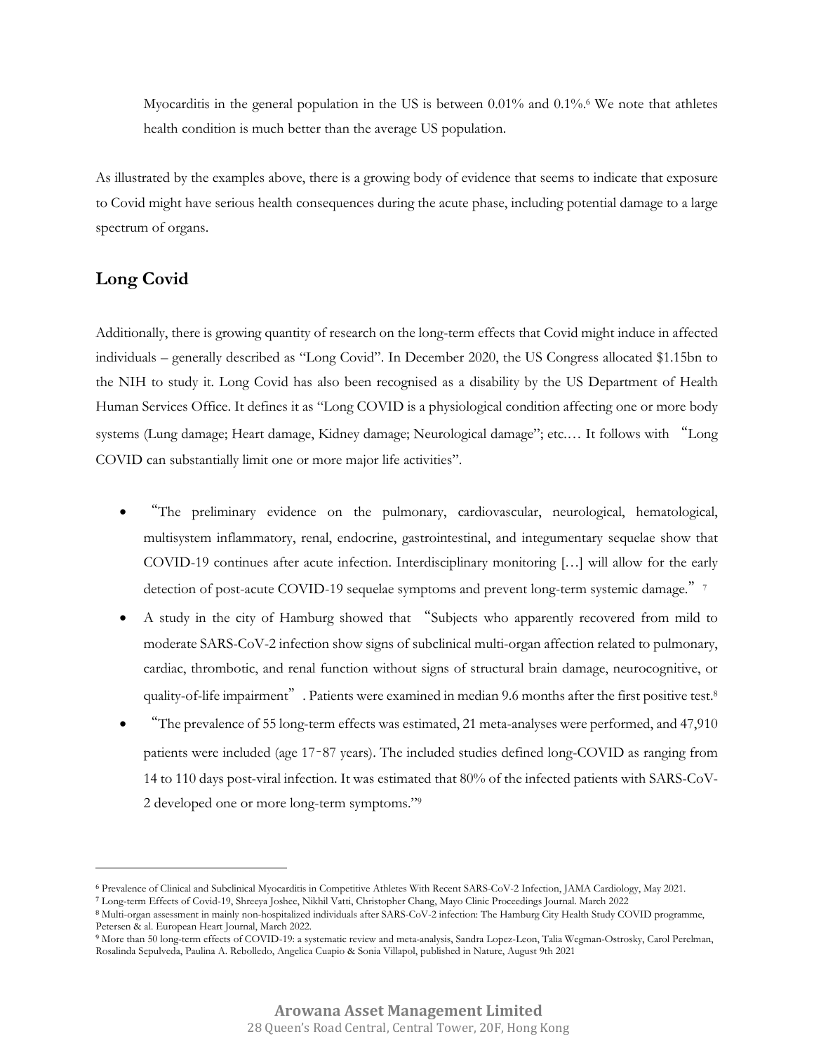Myocarditis in the general population in the US is between 0.01% and 0.1%.[6] We note that athletes health condition is much better than the average US population.

As illustrated by the examples above, there is a growing body of evidence that seems to indicate that exposure to Covid might have serious health consequences during the acute phase, including potential damage to a large spectrum of organs.

## Long Covid

Additionally, there is growing quantity of research on the long-term effects that Covid might induce in affected individuals – generally described as "Long Covid". In December 2020, the US Congress allocated $1.15bn to the NIH to study it. Long Covid has also been recognised as a disability by the US Department of Health Human Services Office. It defines it as "Long COVID is a physiological condition affecting one or more body systems (Lung damage; Heart damage, Kidney damage; Neurological damage"; etc.… It follows with "Long COVID can substantially limit one or more major life activities".

- "The preliminary evidence on the pulmonary, cardiovascular, neurological, hematological, multisystem inflammatory, renal, endocrine, gastrointestinal, and integumentary sequelae show that COVID-19 continues after acute infection. Interdisciplinary monitoring […] will allow for the early detection of post-acute COVID-19 sequelae symptoms and prevent long-term systemic damage." [7]
- A study in the city of Hamburg showed that "Subjects who apparently recovered from mild to moderate SARS-CoV-2 infection show signs of subclinical multi-organ affection related to pulmonary, cardiac, thrombotic, and renal function without signs of structural brain damage, neurocognitive, or quality-of-life impairment". Patients were examined in median 9.6 months after the first positive test.[8]
- "The prevalence of 55 long-term effects was estimated, 21 meta-analyses were performed, and 47,910 patients were included (age 17‑87 years). The included studies defined long-COVID as ranging from 14 to 110 days post-viral infection. It was estimated that 80% of the infected patients with SARS-CoV-2 developed one or more long-term symptoms."[9]

---

[6] Prevalence of Clinical and Subclinical Myocarditis in Competitive Athletes With Recent SARS-CoV-2 Infection, JAMA Cardiology, May 2021.

[7] Long-term Effects of Covid-19, Shreeya Joshee, Nikhil Vatti, Christopher Chang, Mayo Clinic Proceedings Journal. March 2022

[8] Multi-organ assessment in mainly non-hospitalized individuals after SARS-CoV-2 infection: The Hamburg City Health Study COVID programme, Petersen & al. European Heart Journal, March 2022.

[9] More than 50 long-term effects of COVID-19: a systematic review and meta-analysis, Sandra Lopez-Leon, Talia Wegman-Ostrosky, Carol Perelman, Rosalinda Sepulveda, Paulina A. Rebolledo, Angelica Cuapio & Sonia Villapol, published in Nature, August 9th 2021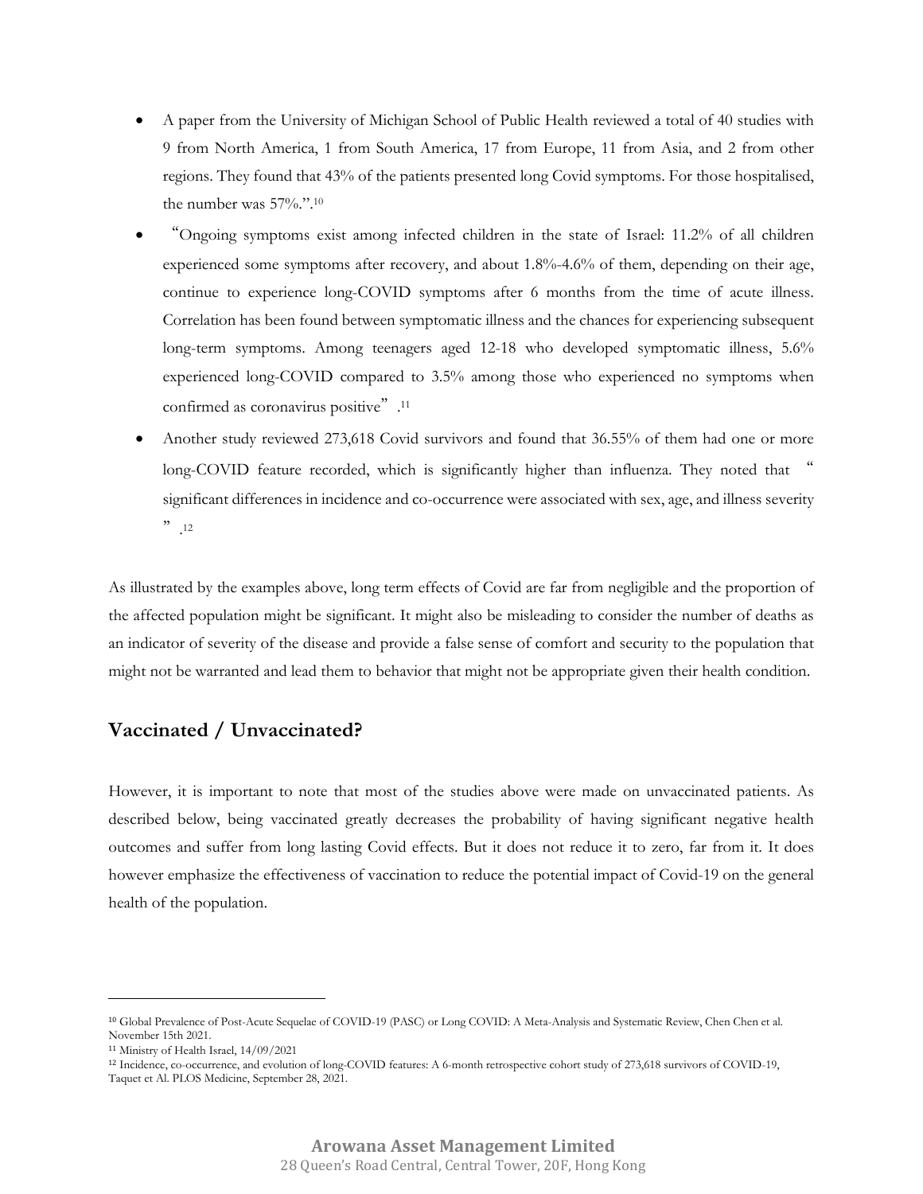- A paper from the University of Michigan School of Public Health reviewed a total of 40 studies with 9 from North America, 1 from South America, 17 from Europe, 11 from Asia, and 2 from other regions. They found that 43% of the patients presented long Covid symptoms. For those hospitalised, the number was 57%.".[10]
- "Ongoing symptoms exist among infected children in the state of Israel: 11.2% of all children experienced some symptoms after recovery, and about 1.8%-4.6% of them, depending on their age, continue to experience long-COVID symptoms after 6 months from the time of acute illness. Correlation has been found between symptomatic illness and the chances for experiencing subsequent long-term symptoms. Among teenagers aged 12-18 who developed symptomatic illness, 5.6% experienced long-COVID compared to 3.5% among those who experienced no symptoms when confirmed as coronavirus positive".[11]
- Another study reviewed 273,618 Covid survivors and found that 36.55% of them had one or more long-COVID feature recorded, which is significantly higher than influenza. They noted that " significant differences in incidence and co-occurrence were associated with sex, age, and illness severity ".[12]

As illustrated by the examples above, long term effects of Covid are far from negligible and the proportion of the affected population might be significant. It might also be misleading to consider the number of deaths as an indicator of severity of the disease and provide a false sense of comfort and security to the population that might not be warranted and lead them to behavior that might not be appropriate given their health condition.

## Vaccinated / Unvaccinated?

However, it is important to note that most of the studies above were made on unvaccinated patients. As described below, being vaccinated greatly decreases the probability of having significant negative health outcomes and suffer from long lasting Covid effects. But it does not reduce it to zero, far from it. It does however emphasize the effectiveness of vaccination to reduce the potential impact of Covid-19 on the general health of the population.

---

[10] Global Prevalence of Post-Acute Sequelae of COVID-19 (PASC) or Long COVID: A Meta-Analysis and Systematic Review, Chen Chen et al. November 15th 2021.

[11] Ministry of Health Israel, 14/09/2021

[12] Incidence, co-occurrence, and evolution of long-COVID features: A 6-month retrospective cohort study of 273,618 survivors of COVID-19, Taquet et Al. PLOS Medicine, September 28, 2021.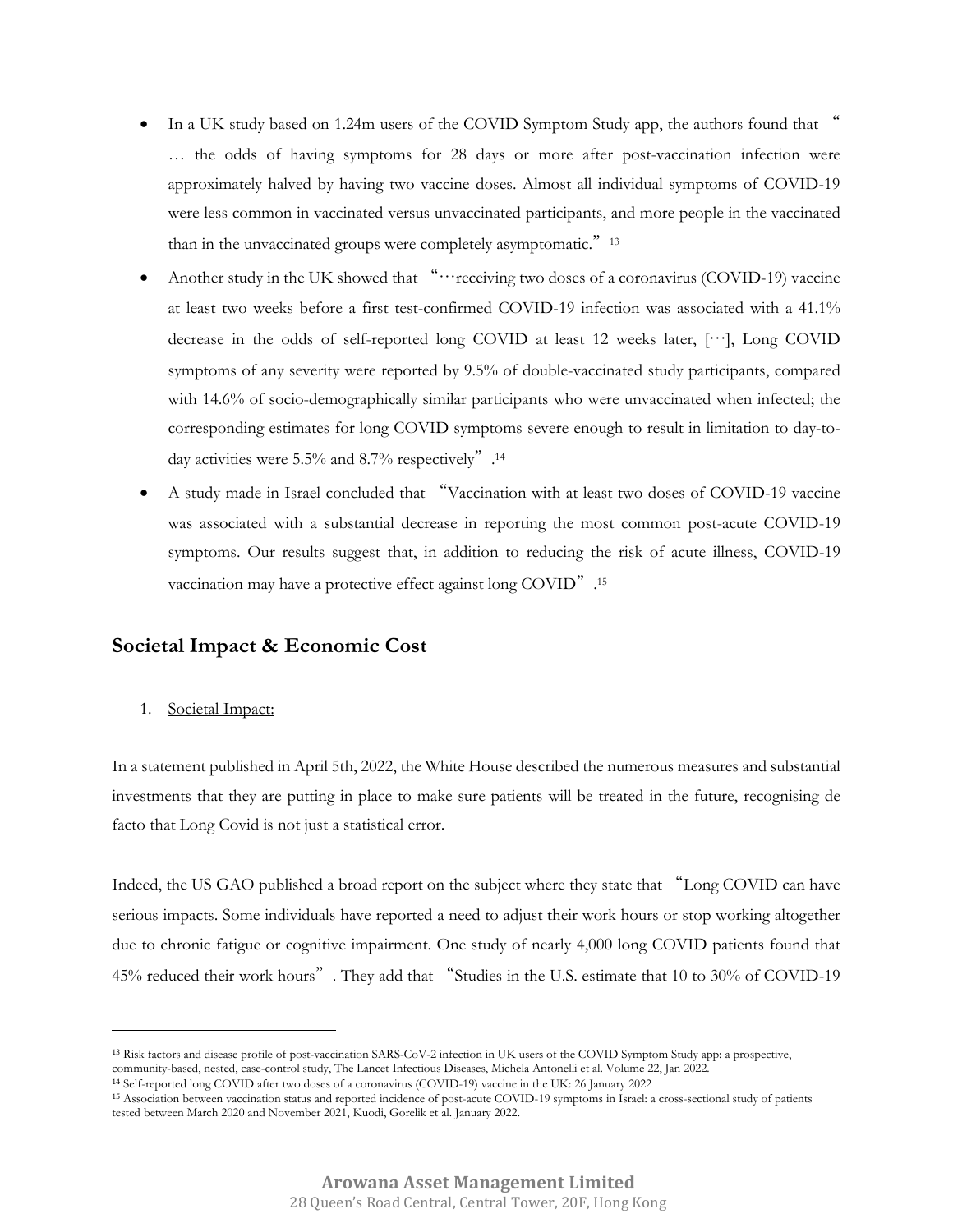- In a UK study based on 1.24m users of the COVID Symptom Study app, the authors found that "… the odds of having symptoms for 28 days or more after post-vaccination infection were approximately halved by having two vaccine doses. Almost all individual symptoms of COVID-19 were less common in vaccinated versus unvaccinated participants, and more people in the vaccinated than in the unvaccinated groups were completely asymptomatic." [13]
- Another study in the UK showed that "…receiving two doses of a coronavirus (COVID-19) vaccine at least two weeks before a first test-confirmed COVID-19 infection was associated with a 41.1% decrease in the odds of self-reported long COVID at least 12 weeks later, […], Long COVID symptoms of any severity were reported by 9.5% of double-vaccinated study participants, compared with 14.6% of socio-demographically similar participants who were unvaccinated when infected; the corresponding estimates for long COVID symptoms severe enough to result in limitation to day-to-day activities were 5.5% and 8.7% respectively". [14]
- A study made in Israel concluded that "Vaccination with at least two doses of COVID-19 vaccine was associated with a substantial decrease in reporting the most common post-acute COVID-19 symptoms. Our results suggest that, in addition to reducing the risk of acute illness, COVID-19 vaccination may have a protective effect against long COVID". [15]

## Societal Impact & Economic Cost

1. Societal Impact:

In a statement published in April 5th, 2022, the White House described the numerous measures and substantial investments that they are putting in place to make sure patients will be treated in the future, recognising de facto that Long Covid is not just a statistical error.

Indeed, the US GAO published a broad report on the subject where they state that "Long COVID can have serious impacts. Some individuals have reported a need to adjust their work hours or stop working altogether due to chronic fatigue or cognitive impairment. One study of nearly 4,000 long COVID patients found that 45% reduced their work hours". They add that "Studies in the U.S. estimate that 10 to 30% of COVID-19

---

[13] Risk factors and disease profile of post-vaccination SARS-CoV-2 infection in UK users of the COVID Symptom Study app: a prospective, community-based, nested, case-control study, The Lancet Infectious Diseases, Michela Antonelli et al. Volume 22, Jan 2022.

[14] Self-reported long COVID after two doses of a coronavirus (COVID-19) vaccine in the UK: 26 January 2022

[15] Association between vaccination status and reported incidence of post-acute COVID-19 symptoms in Israel: a cross-sectional study of patients tested between March 2020 and November 2021, Kuodi, Gorelik et al. January 2022.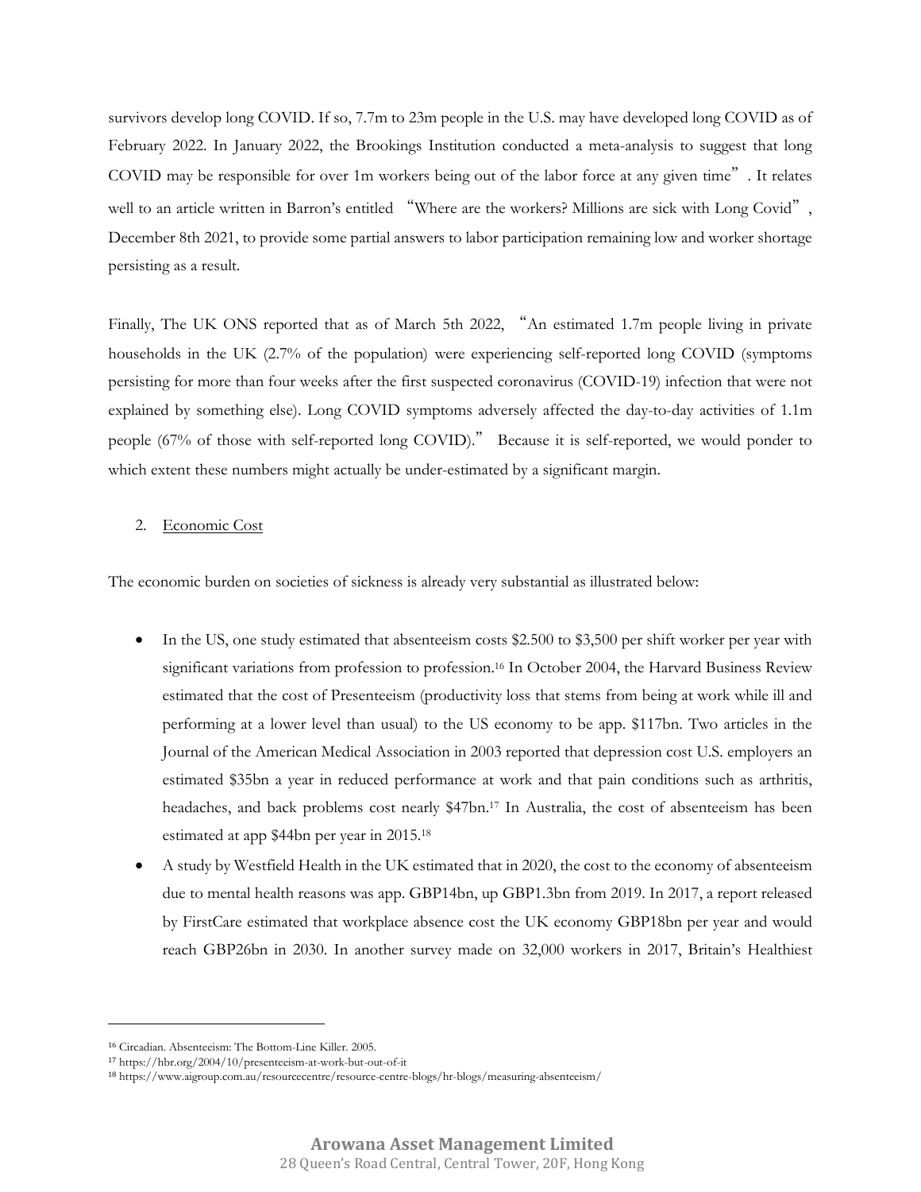survivors develop long COVID. If so, 7.7m to 23m people in the U.S. may have developed long COVID as of February 2022. In January 2022, the Brookings Institution conducted a meta-analysis to suggest that long COVID may be responsible for over 1m workers being out of the labor force at any given time". It relates well to an article written in Barron's entitled "Where are the workers? Millions are sick with Long Covid", December 8th 2021, to provide some partial answers to labor participation remaining low and worker shortage persisting as a result.

Finally, The UK ONS reported that as of March 5th 2022, "An estimated 1.7m people living in private households in the UK (2.7% of the population) were experiencing self-reported long COVID (symptoms persisting for more than four weeks after the first suspected coronavirus (COVID-19) infection that were not explained by something else). Long COVID symptoms adversely affected the day-to-day activities of 1.1m people (67% of those with self-reported long COVID)." Because it is self-reported, we would ponder to which extent these numbers might actually be under-estimated by a significant margin.

2. <u>Economic Cost</u>

The economic burden on societies of sickness is already very substantial as illustrated below:

- In the US, one study estimated that absenteeism costs $2.500 to $3,500 per shift worker per year with significant variations from profession to profession.[16] In October 2004, the Harvard Business Review estimated that the cost of Presenteeism (productivity loss that stems from being at work while ill and performing at a lower level than usual) to the US economy to be app. $117bn. Two articles in the Journal of the American Medical Association in 2003 reported that depression cost U.S. employers an estimated $35bn a year in reduced performance at work and that pain conditions such as arthritis, headaches, and back problems cost nearly $47bn.[17] In Australia, the cost of absenteeism has been estimated at app $44bn per year in 2015.[18]
- A study by Westfield Health in the UK estimated that in 2020, the cost to the economy of absenteeism due to mental health reasons was app. GBP14bn, up GBP1.3bn from 2019. In 2017, a report released by FirstCare estimated that workplace absence cost the UK economy GBP18bn per year and would reach GBP26bn in 2030. In another survey made on 32,000 workers in 2017, Britain's Healthiest

---

[16] Circadian. Absenteeism: The Bottom-Line Killer. 2005.

[17] https://hbr.org/2004/10/presenteeism-at-work-but-out-of-it

[18] https://www.aigroup.com.au/resourcecentre/resource-centre-blogs/hr-blogs/measuring-absenteeism/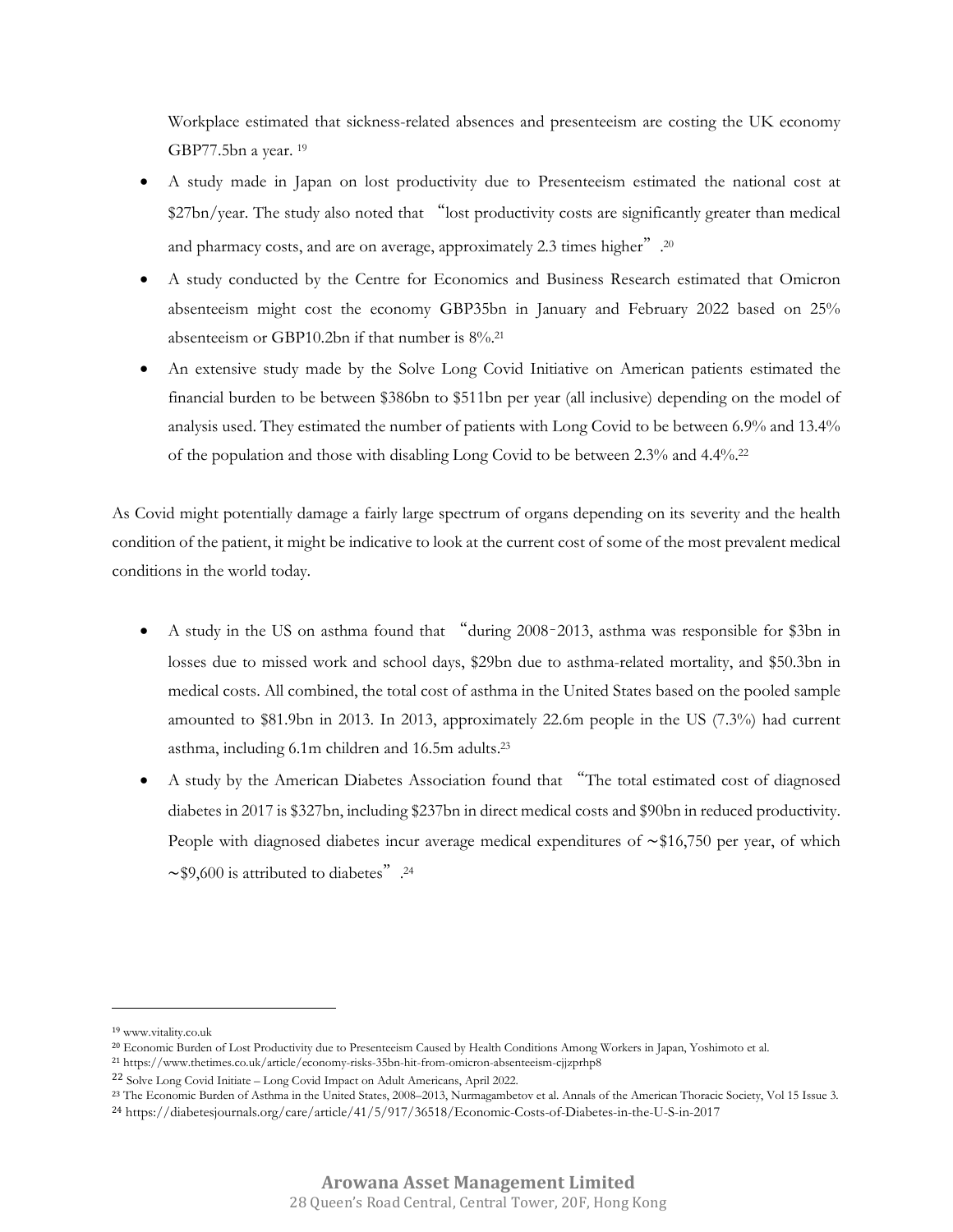Workplace estimated that sickness-related absences and presenteeism are costing the UK economy GBP77.5bn a year. [19]

- A study made in Japan on lost productivity due to Presenteeism estimated the national cost at $27bn/year. The study also noted that "lost productivity costs are significantly greater than medical and pharmacy costs, and are on average, approximately 2.3 times higher".[20]
- A study conducted by the Centre for Economics and Business Research estimated that Omicron absenteeism might cost the economy GBP35bn in January and February 2022 based on 25% absenteeism or GBP10.2bn if that number is 8%.[21]
- An extensive study made by the Solve Long Covid Initiative on American patients estimated the financial burden to be between $386bn to $511bn per year (all inclusive) depending on the model of analysis used. They estimated the number of patients with Long Covid to be between 6.9% and 13.4% of the population and those with disabling Long Covid to be between 2.3% and 4.4%.[22]

As Covid might potentially damage a fairly large spectrum of organs depending on its severity and the health condition of the patient, it might be indicative to look at the current cost of some of the most prevalent medical conditions in the world today.

- A study in the US on asthma found that "during 2008‐2013, asthma was responsible for $3bn in losses due to missed work and school days, $29bn due to asthma-related mortality, and $50.3bn in medical costs. All combined, the total cost of asthma in the United States based on the pooled sample amounted to $81.9bn in 2013. In 2013, approximately 22.6m people in the US (7.3%) had current asthma, including 6.1m children and 16.5m adults.[23]
- A study by the American Diabetes Association found that "The total estimated cost of diagnosed diabetes in 2017 is $327bn, including $237bn in direct medical costs and $90bn in reduced productivity. People with diagnosed diabetes incur average medical expenditures of ~$16,750 per year, of which ~$9,600 is attributed to diabetes".[24]

---

[19] www.vitality.co.uk

[20] Economic Burden of Lost Productivity due to Presenteeism Caused by Health Conditions Among Workers in Japan, Yoshimoto et al.

[21] https://www.thetimes.co.uk/article/economy-risks-35bn-hit-from-omicron-absenteeism-cjjzprhp8

[22] Solve Long Covid Initiate – Long Covid Impact on Adult Americans, April 2022.

[23] The Economic Burden of Asthma in the United States, 2008–2013, Nurmagambetov et al. Annals of the American Thoracic Society, Vol 15 Issue 3.

[24] https://diabetesjournals.org/care/article/41/5/917/36518/Economic-Costs-of-Diabetes-in-the-U-S-in-2017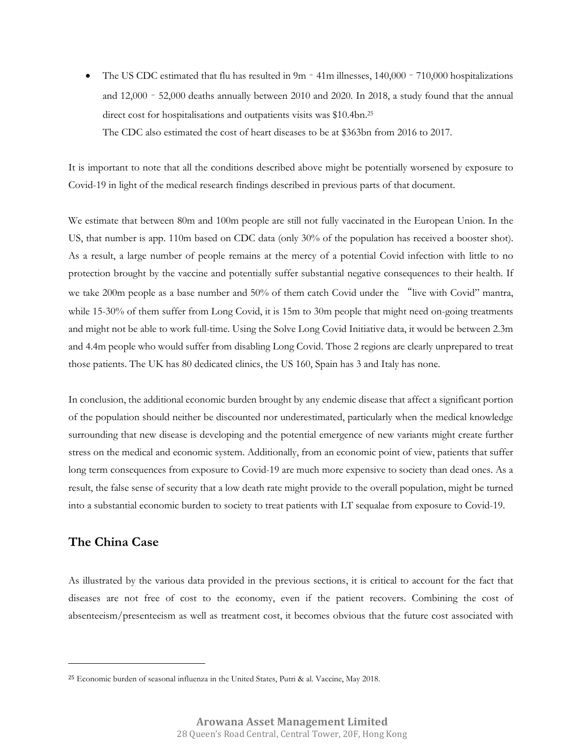- The US CDC estimated that flu has resulted in 9m ‑ 41m illnesses, 140,000 ‑ 710,000 hospitalizations and 12,000 ‑ 52,000 deaths annually between 2010 and 2020. In 2018, a study found that the annual direct cost for hospitalisations and outpatients visits was $10.4bn.[25]
  The CDC also estimated the cost of heart diseases to be at $363bn from 2016 to 2017.

It is important to note that all the conditions described above might be potentially worsened by exposure to Covid-19 in light of the medical research findings described in previous parts of that document.

We estimate that between 80m and 100m people are still not fully vaccinated in the European Union. In the US, that number is app. 110m based on CDC data (only 30% of the population has received a booster shot). As a result, a large number of people remains at the mercy of a potential Covid infection with little to no protection brought by the vaccine and potentially suffer substantial negative consequences to their health. If we take 200m people as a base number and 50% of them catch Covid under the "live with Covid" mantra, while 15-30% of them suffer from Long Covid, it is 15m to 30m people that might need on-going treatments and might not be able to work full-time. Using the Solve Long Covid Initiative data, it would be between 2.3m and 4.4m people who would suffer from disabling Long Covid. Those 2 regions are clearly unprepared to treat those patients. The UK has 80 dedicated clinics, the US 160, Spain has 3 and Italy has none.

In conclusion, the additional economic burden brought by any endemic disease that affect a significant portion of the population should neither be discounted nor underestimated, particularly when the medical knowledge surrounding that new disease is developing and the potential emergence of new variants might create further stress on the medical and economic system. Additionally, from an economic point of view, patients that suffer long term consequences from exposure to Covid-19 are much more expensive to society than dead ones. As a result, the false sense of security that a low death rate might provide to the overall population, might be turned into a substantial economic burden to society to treat patients with LT sequalae from exposure to Covid-19.

## The China Case

As illustrated by the various data provided in the previous sections, it is critical to account for the fact that diseases are not free of cost to the economy, even if the patient recovers. Combining the cost of absenteeism/presenteeism as well as treatment cost, it becomes obvious that the future cost associated with

---

[25] Economic burden of seasonal influenza in the United States, Putri & al. Vaccine, May 2018.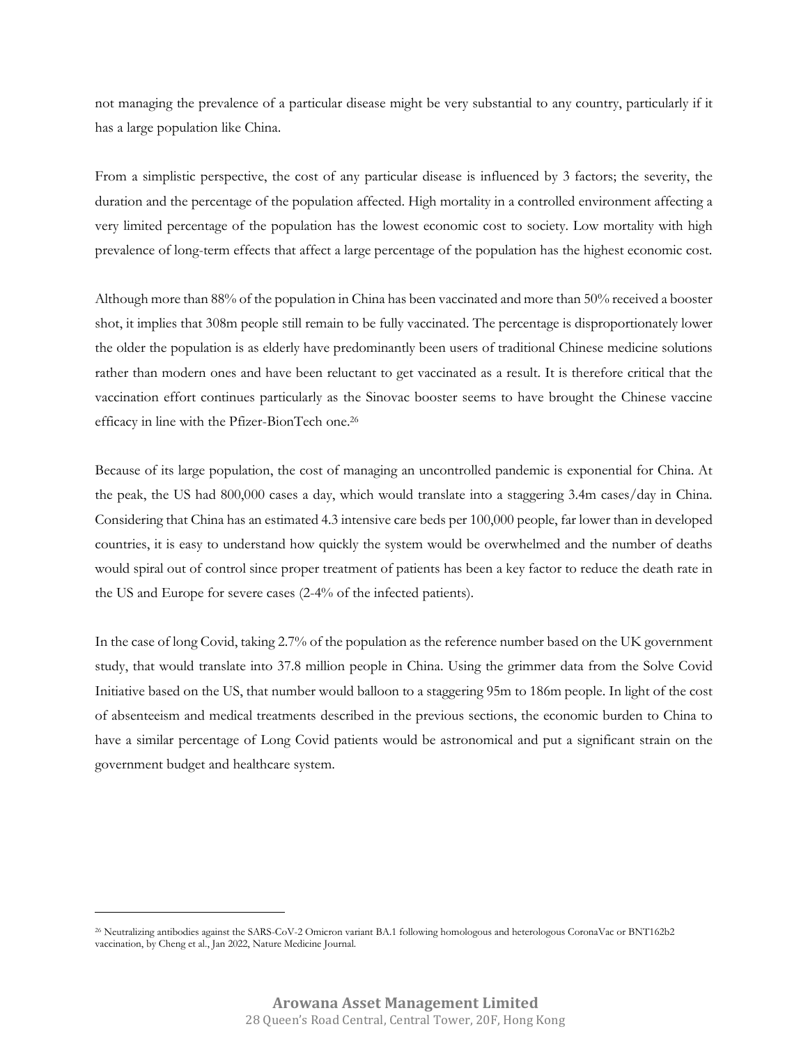not managing the prevalence of a particular disease might be very substantial to any country, particularly if it has a large population like China.

From a simplistic perspective, the cost of any particular disease is influenced by 3 factors; the severity, the duration and the percentage of the population affected. High mortality in a controlled environment affecting a very limited percentage of the population has the lowest economic cost to society. Low mortality with high prevalence of long-term effects that affect a large percentage of the population has the highest economic cost.

Although more than 88% of the population in China has been vaccinated and more than 50% received a booster shot, it implies that 308m people still remain to be fully vaccinated. The percentage is disproportionately lower the older the population is as elderly have predominantly been users of traditional Chinese medicine solutions rather than modern ones and have been reluctant to get vaccinated as a result. It is therefore critical that the vaccination effort continues particularly as the Sinovac booster seems to have brought the Chinese vaccine efficacy in line with the Pfizer-BionTech one.[26]

Because of its large population, the cost of managing an uncontrolled pandemic is exponential for China. At the peak, the US had 800,000 cases a day, which would translate into a staggering 3.4m cases/day in China. Considering that China has an estimated 4.3 intensive care beds per 100,000 people, far lower than in developed countries, it is easy to understand how quickly the system would be overwhelmed and the number of deaths would spiral out of control since proper treatment of patients has been a key factor to reduce the death rate in the US and Europe for severe cases (2-4% of the infected patients).

In the case of long Covid, taking 2.7% of the population as the reference number based on the UK government study, that would translate into 37.8 million people in China. Using the grimmer data from the Solve Covid Initiative based on the US, that number would balloon to a staggering 95m to 186m people. In light of the cost of absenteeism and medical treatments described in the previous sections, the economic burden to China to have a similar percentage of Long Covid patients would be astronomical and put a significant strain on the government budget and healthcare system.

---

[26] Neutralizing antibodies against the SARS-CoV-2 Omicron variant BA.1 following homologous and heterologous CoronaVac or BNT162b2 vaccination, by Cheng et al., Jan 2022, Nature Medicine Journal.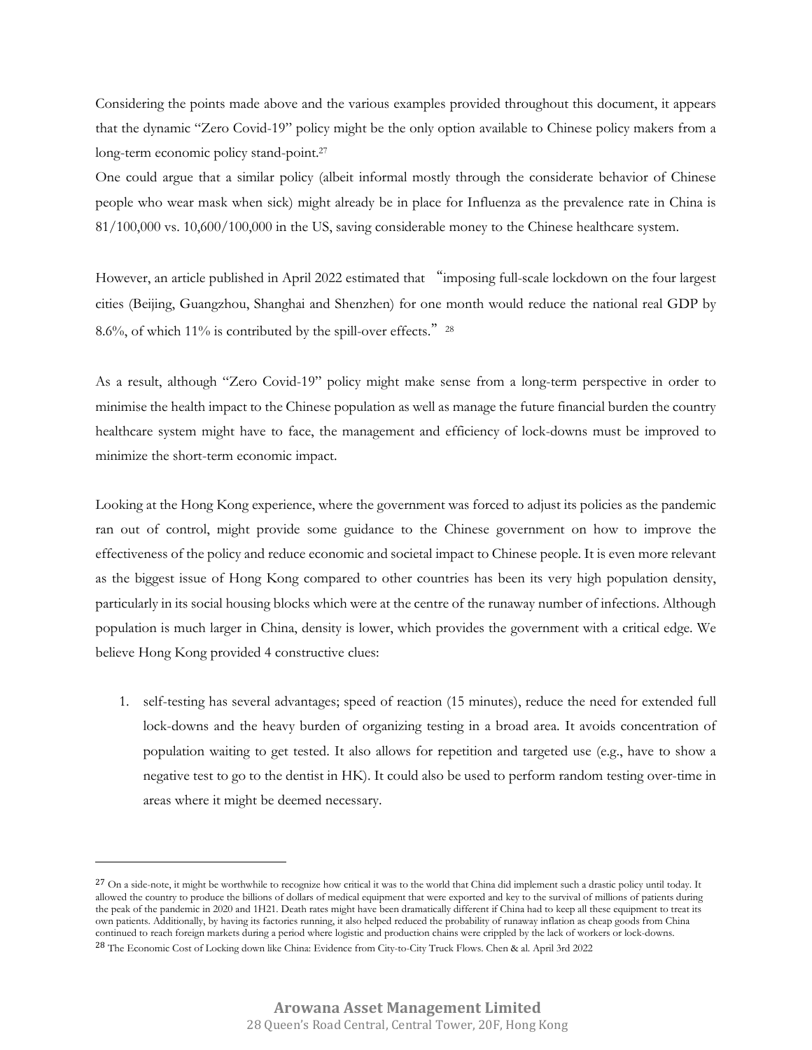Considering the points made above and the various examples provided throughout this document, it appears that the dynamic "Zero Covid-19" policy might be the only option available to Chinese policy makers from a long-term economic policy stand-point.[27]

One could argue that a similar policy (albeit informal mostly through the considerate behavior of Chinese people who wear mask when sick) might already be in place for Influenza as the prevalence rate in China is 81/100,000 vs. 10,600/100,000 in the US, saving considerable money to the Chinese healthcare system.

However, an article published in April 2022 estimated that "imposing full-scale lockdown on the four largest cities (Beijing, Guangzhou, Shanghai and Shenzhen) for one month would reduce the national real GDP by 8.6%, of which 11% is contributed by the spill-over effects."[28]

As a result, although "Zero Covid-19" policy might make sense from a long-term perspective in order to minimise the health impact to the Chinese population as well as manage the future financial burden the country healthcare system might have to face, the management and efficiency of lock-downs must be improved to minimize the short-term economic impact.

Looking at the Hong Kong experience, where the government was forced to adjust its policies as the pandemic ran out of control, might provide some guidance to the Chinese government on how to improve the effectiveness of the policy and reduce economic and societal impact to Chinese people. It is even more relevant as the biggest issue of Hong Kong compared to other countries has been its very high population density, particularly in its social housing blocks which were at the centre of the runaway number of infections. Although population is much larger in China, density is lower, which provides the government with a critical edge. We believe Hong Kong provided 4 constructive clues:

1. self-testing has several advantages; speed of reaction (15 minutes), reduce the need for extended full lock-downs and the heavy burden of organizing testing in a broad area. It avoids concentration of population waiting to get tested. It also allows for repetition and targeted use (e.g., have to show a negative test to go to the dentist in HK). It could also be used to perform random testing over-time in areas where it might be deemed necessary.

---

[27] On a side-note, it might be worthwhile to recognize how critical it was to the world that China did implement such a drastic policy until today. It allowed the country to produce the billions of dollars of medical equipment that were exported and key to the survival of millions of patients during the peak of the pandemic in 2020 and 1H21. Death rates might have been dramatically different if China had to keep all these equipment to treat its own patients. Additionally, by having its factories running, it also helped reduced the probability of runaway inflation as cheap goods from China continued to reach foreign markets during a period where logistic and production chains were crippled by the lack of workers or lock-downs.

[28] The Economic Cost of Locking down like China: Evidence from City-to-City Truck Flows. Chen & al. April 3rd 2022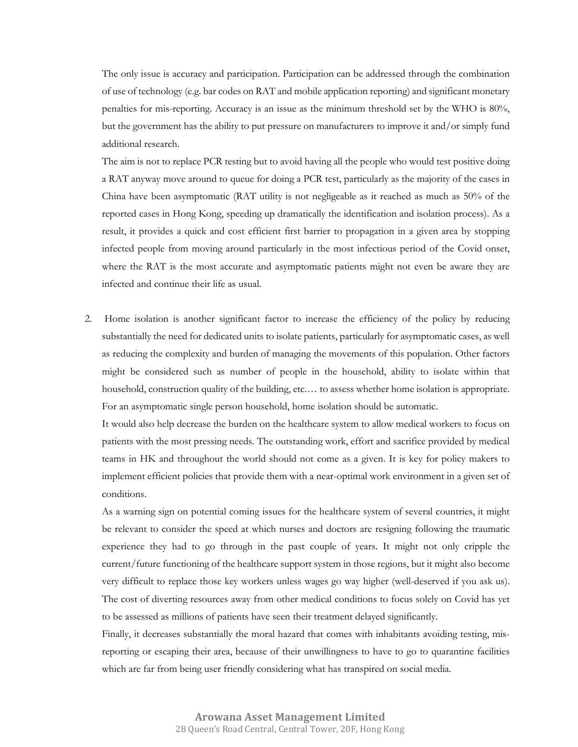The only issue is accuracy and participation. Participation can be addressed through the combination of use of technology (e.g. bar codes on RAT and mobile application reporting) and significant monetary penalties for mis-reporting. Accuracy is an issue as the minimum threshold set by the WHO is 80%, but the government has the ability to put pressure on manufacturers to improve it and/or simply fund additional research.

The aim is not to replace PCR testing but to avoid having all the people who would test positive doing a RAT anyway move around to queue for doing a PCR test, particularly as the majority of the cases in China have been asymptomatic (RAT utility is not negligeable as it reached as much as 50% of the reported cases in Hong Kong, speeding up dramatically the identification and isolation process). As a result, it provides a quick and cost efficient first barrier to propagation in a given area by stopping infected people from moving around particularly in the most infectious period of the Covid onset, where the RAT is the most accurate and asymptomatic patients might not even be aware they are infected and continue their life as usual.

2. Home isolation is another significant factor to increase the efficiency of the policy by reducing substantially the need for dedicated units to isolate patients, particularly for asymptomatic cases, as well as reducing the complexity and burden of managing the movements of this population. Other factors might be considered such as number of people in the household, ability to isolate within that household, construction quality of the building, etc.… to assess whether home isolation is appropriate. For an asymptomatic single person household, home isolation should be automatic.

   It would also help decrease the burden on the healthcare system to allow medical workers to focus on patients with the most pressing needs. The outstanding work, effort and sacrifice provided by medical teams in HK and throughout the world should not come as a given. It is key for policy makers to implement efficient policies that provide them with a near-optimal work environment in a given set of conditions.

   As a warning sign on potential coming issues for the healthcare system of several countries, it might be relevant to consider the speed at which nurses and doctors are resigning following the traumatic experience they had to go through in the past couple of years. It might not only cripple the current/future functioning of the healthcare support system in those regions, but it might also become very difficult to replace those key workers unless wages go way higher (well-deserved if you ask us). The cost of diverting resources away from other medical conditions to focus solely on Covid has yet to be assessed as millions of patients have seen their treatment delayed significantly.

   Finally, it decreases substantially the moral hazard that comes with inhabitants avoiding testing, mis-reporting or escaping their area, because of their unwillingness to have to go to quarantine facilities which are far from being user friendly considering what has transpired on social media.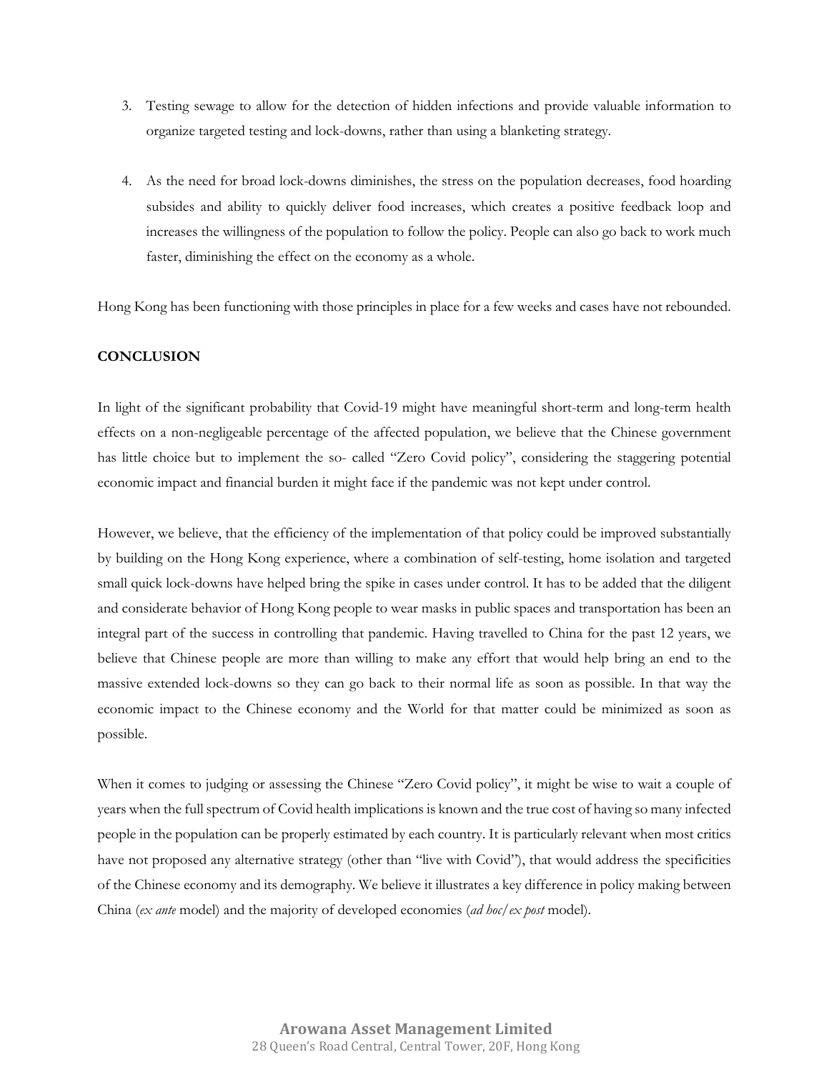3. Testing sewage to allow for the detection of hidden infections and provide valuable information to organize targeted testing and lock-downs, rather than using a blanketing strategy.

4. As the need for broad lock-downs diminishes, the stress on the population decreases, food hoarding subsides and ability to quickly deliver food increases, which creates a positive feedback loop and increases the willingness of the population to follow the policy. People can also go back to work much faster, diminishing the effect on the economy as a whole.

Hong Kong has been functioning with those principles in place for a few weeks and cases have not rebounded.

**CONCLUSION**

In light of the significant probability that Covid-19 might have meaningful short-term and long-term health effects on a non-negligeable percentage of the affected population, we believe that the Chinese government has little choice but to implement the so- called "Zero Covid policy", considering the staggering potential economic impact and financial burden it might face if the pandemic was not kept under control.

However, we believe, that the efficiency of the implementation of that policy could be improved substantially by building on the Hong Kong experience, where a combination of self-testing, home isolation and targeted small quick lock-downs have helped bring the spike in cases under control. It has to be added that the diligent and considerate behavior of Hong Kong people to wear masks in public spaces and transportation has been an integral part of the success in controlling that pandemic. Having travelled to China for the past 12 years, we believe that Chinese people are more than willing to make any effort that would help bring an end to the massive extended lock-downs so they can go back to their normal life as soon as possible. In that way the economic impact to the Chinese economy and the World for that matter could be minimized as soon as possible.

When it comes to judging or assessing the Chinese "Zero Covid policy", it might be wise to wait a couple of years when the full spectrum of Covid health implications is known and the true cost of having so many infected people in the population can be properly estimated by each country. It is particularly relevant when most critics have not proposed any alternative strategy (other than "live with Covid"), that would address the specificities of the Chinese economy and its demography. We believe it illustrates a key difference in policy making between China (*ex ante* model) and the majority of developed economies (*ad hoc/ex post* model).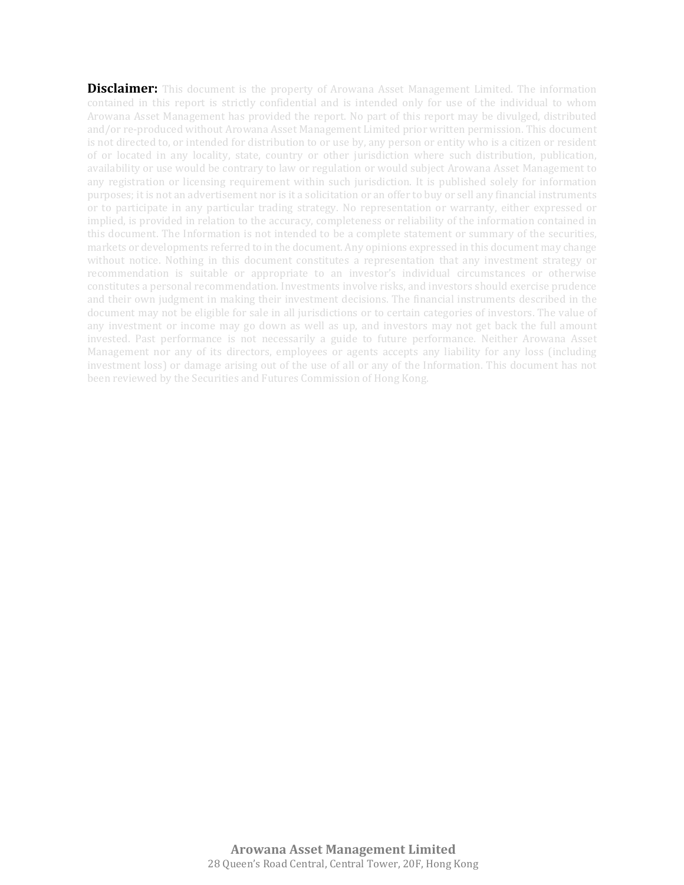**Disclaimer:** This document is the property of Arowana Asset Management Limited. The information contained in this report is strictly confidential and is intended only for use of the individual to whom Arowana Asset Management has provided the report. No part of this report may be divulged, distributed and/or re-produced without Arowana Asset Management Limited prior written permission. This document is not directed to, or intended for distribution to or use by, any person or entity who is a citizen or resident of or located in any locality, state, country or other jurisdiction where such distribution, publication, availability or use would be contrary to law or regulation or would subject Arowana Asset Management to any registration or licensing requirement within such jurisdiction. It is published solely for information purposes; it is not an advertisement nor is it a solicitation or an offer to buy or sell any financial instruments or to participate in any particular trading strategy. No representation or warranty, either expressed or implied, is provided in relation to the accuracy, completeness or reliability of the information contained in this document. The Information is not intended to be a complete statement or summary of the securities, markets or developments referred to in the document. Any opinions expressed in this document may change without notice. Nothing in this document constitutes a representation that any investment strategy or recommendation is suitable or appropriate to an investor's individual circumstances or otherwise constitutes a personal recommendation. Investments involve risks, and investors should exercise prudence and their own judgment in making their investment decisions. The financial instruments described in the document may not be eligible for sale in all jurisdictions or to certain categories of investors. The value of any investment or income may go down as well as up, and investors may not get back the full amount invested. Past performance is not necessarily a guide to future performance. Neither Arowana Asset Management nor any of its directors, employees or agents accepts any liability for any loss (including investment loss) or damage arising out of the use of all or any of the Information. This document has not been reviewed by the Securities and Futures Commission of Hong Kong.

**Arowana Asset Management Limited**
28 Queen's Road Central, Central Tower, 20F, Hong Kong